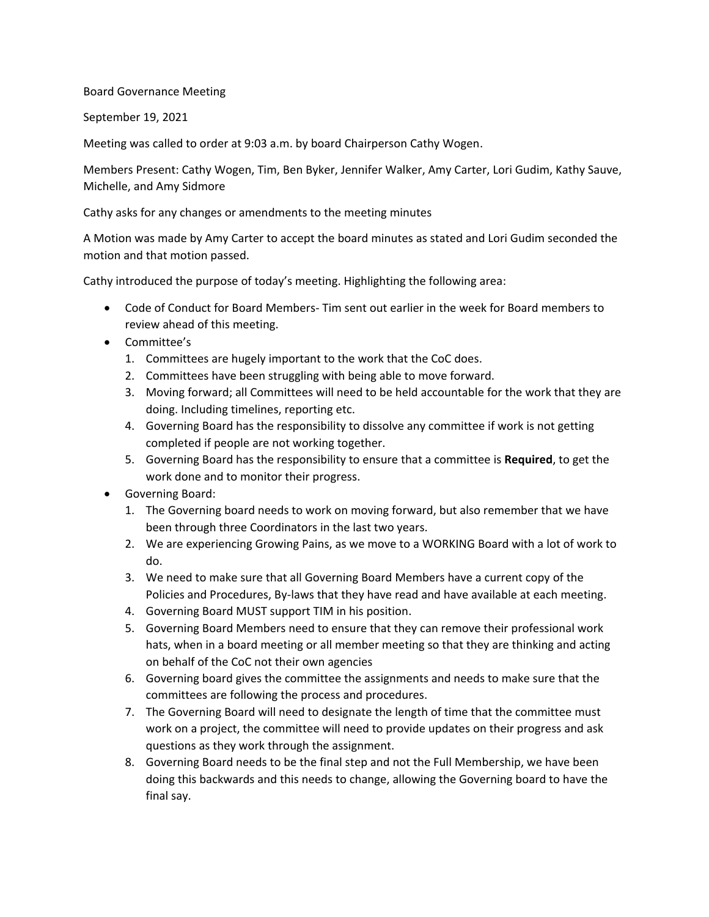Board Governance Meeting

September 19, 2021

Meeting was called to order at 9:03 a.m. by board Chairperson Cathy Wogen.

Members Present: Cathy Wogen, Tim, Ben Byker, Jennifer Walker, Amy Carter, Lori Gudim, Kathy Sauve, Michelle, and Amy Sidmore

Cathy asks for any changes or amendments to the meeting minutes

A Motion was made by Amy Carter to accept the board minutes as stated and Lori Gudim seconded the motion and that motion passed.

Cathy introduced the purpose of today's meeting. Highlighting the following area:

- Code of Conduct for Board Members- Tim sent out earlier in the week for Board members to review ahead of this meeting.
- Committee's
  1. Committees are hugely important to the work that the CoC does.
  2. Committees have been struggling with being able to move forward.
  3. Moving forward; all Committees will need to be held accountable for the work that they are doing. Including timelines, reporting etc.
  4. Governing Board has the responsibility to dissolve any committee if work is not getting completed if people are not working together.
  5. Governing Board has the responsibility to ensure that a committee is **Required**, to get the work done and to monitor their progress.
- Governing Board:
  1. The Governing board needs to work on moving forward, but also remember that we have been through three Coordinators in the last two years.
  2. We are experiencing Growing Pains, as we move to a WORKING Board with a lot of work to do.
  3. We need to make sure that all Governing Board Members have a current copy of the Policies and Procedures, By-laws that they have read and have available at each meeting.
  4. Governing Board MUST support TIM in his position.
  5. Governing Board Members need to ensure that they can remove their professional work hats, when in a board meeting or all member meeting so that they are thinking and acting on behalf of the CoC not their own agencies
  6. Governing board gives the committee the assignments and needs to make sure that the committees are following the process and procedures.
  7. The Governing Board will need to designate the length of time that the committee must work on a project, the committee will need to provide updates on their progress and ask questions as they work through the assignment.
  8. Governing Board needs to be the final step and not the Full Membership, we have been doing this backwards and this needs to change, allowing the Governing board to have the final say.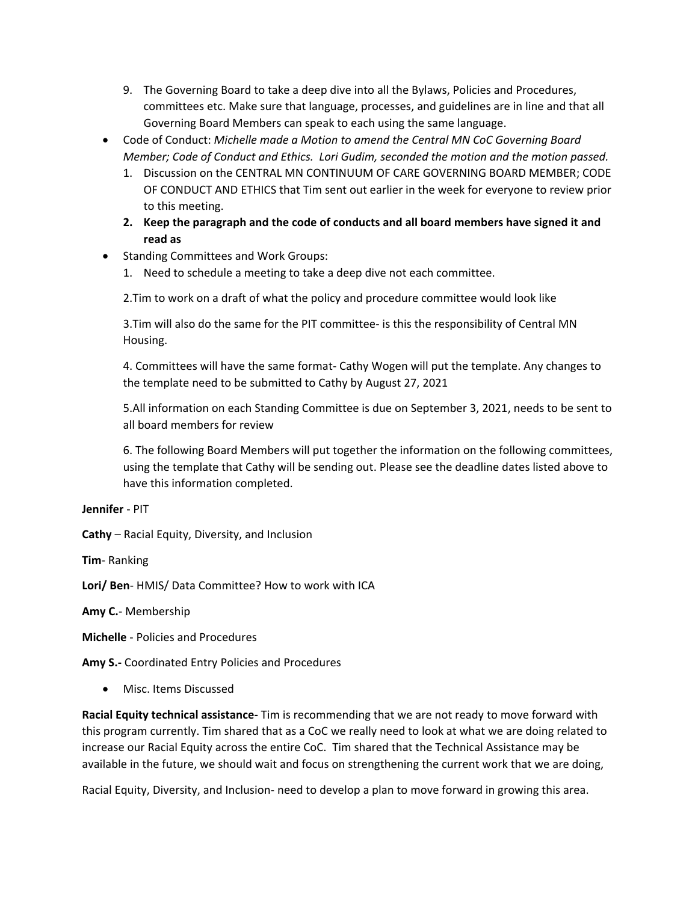9. The Governing Board to take a deep dive into all the Bylaws, Policies and Procedures, committees etc. Make sure that language, processes, and guidelines are in line and that all Governing Board Members can speak to each using the same language.

- Code of Conduct: *Michelle made a Motion to amend the Central MN CoC Governing Board Member; Code of Conduct and Ethics. Lori Gudim, seconded the motion and the motion passed.*
  1. Discussion on the CENTRAL MN CONTINUUM OF CARE GOVERNING BOARD MEMBER; CODE OF CONDUCT AND ETHICS that Tim sent out earlier in the week for everyone to review prior to this meeting.
  2. **Keep the paragraph and the code of conducts and all board members have signed it and read as**
- Standing Committees and Work Groups:
  1. Need to schedule a meeting to take a deep dive not each committee.

  2.Tim to work on a draft of what the policy and procedure committee would look like

  3.Tim will also do the same for the PIT committee- is this the responsibility of Central MN Housing.

  4. Committees will have the same format- Cathy Wogen will put the template. Any changes to the template need to be submitted to Cathy by August 27, 2021

  5.All information on each Standing Committee is due on September 3, 2021, needs to be sent to all board members for review

  6. The following Board Members will put together the information on the following committees, using the template that Cathy will be sending out. Please see the deadline dates listed above to have this information completed.

**Jennifer** - PIT

**Cathy** – Racial Equity, Diversity, and Inclusion

**Tim**- Ranking

**Lori/ Ben**- HMIS/ Data Committee? How to work with ICA

**Amy C.**- Membership

**Michelle** - Policies and Procedures

**Amy S.-** Coordinated Entry Policies and Procedures

- Misc. Items Discussed

**Racial Equity technical assistance-** Tim is recommending that we are not ready to move forward with this program currently. Tim shared that as a CoC we really need to look at what we are doing related to increase our Racial Equity across the entire CoC. Tim shared that the Technical Assistance may be available in the future, we should wait and focus on strengthening the current work that we are doing,

Racial Equity, Diversity, and Inclusion- need to develop a plan to move forward in growing this area.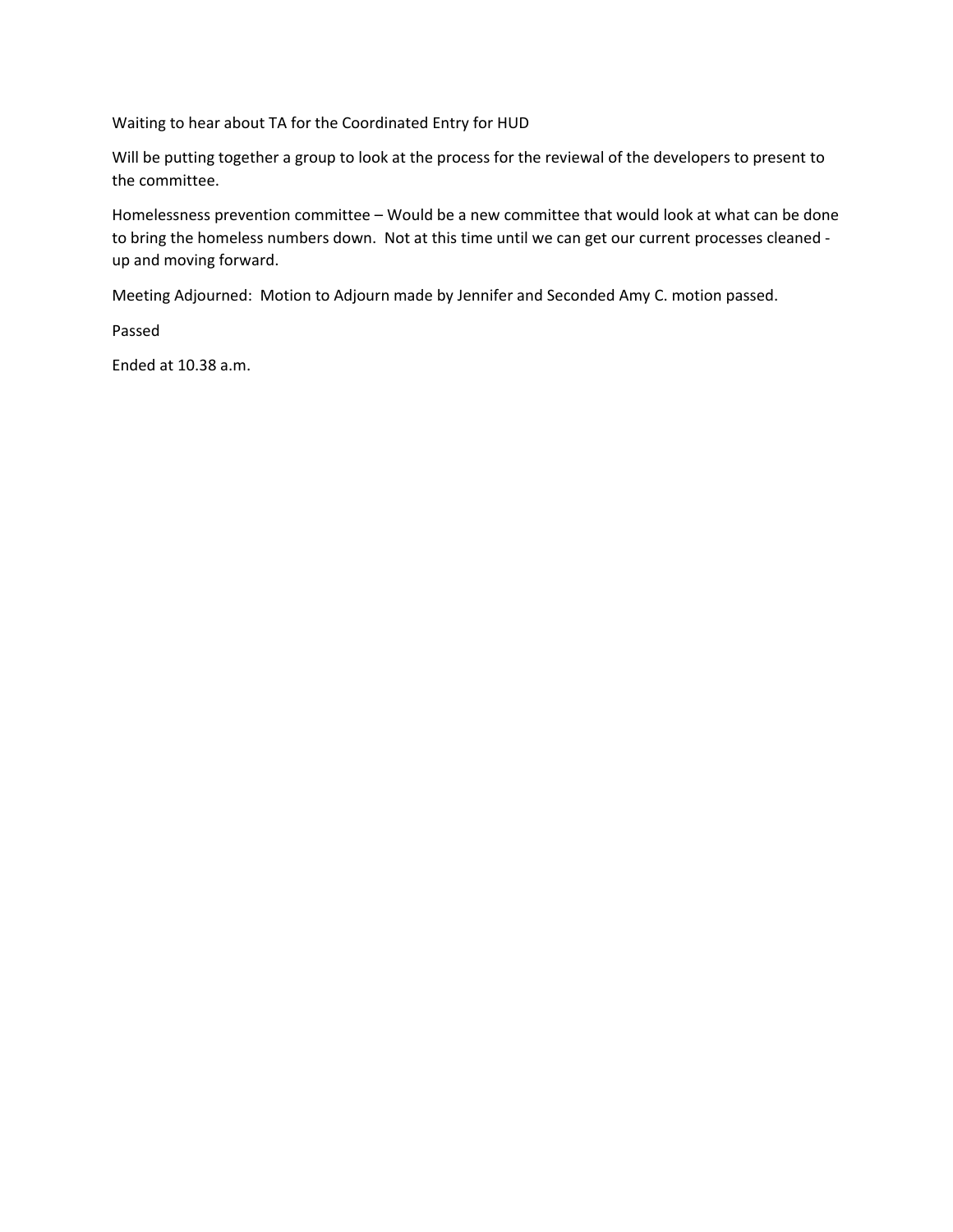Waiting to hear about TA for the Coordinated Entry for HUD

Will be putting together a group to look at the process for the reviewal of the developers to present to the committee.

Homelessness prevention committee – Would be a new committee that would look at what can be done to bring the homeless numbers down. Not at this time until we can get our current processes cleaned - up and moving forward.

Meeting Adjourned: Motion to Adjourn made by Jennifer and Seconded Amy C. motion passed.

Passed

Ended at 10.38 a.m.